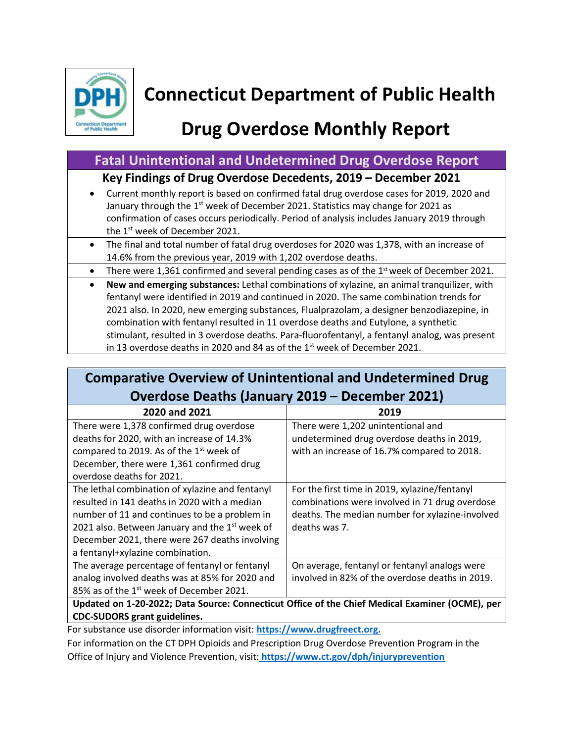# Connecticut Department of Public Health

# Drug Overdose Monthly Report

## Fatal Unintentional and Undetermined Drug Overdose Report

### Key Findings of Drug Overdose Decedents, 2019 – December 2021

- Current monthly report is based on confirmed fatal drug overdose cases for 2019, 2020 and January through the 1st week of December 2021. Statistics may change for 2021 as confirmation of cases occurs periodically. Period of analysis includes January 2019 through the 1st week of December 2021.
- The final and total number of fatal drug overdoses for 2020 was 1,378, with an increase of 14.6% from the previous year, 2019 with 1,202 overdose deaths.
- There were 1,361 confirmed and several pending cases as of the 1st week of December 2021.
- **New and emerging substances:** Lethal combinations of xylazine, an animal tranquilizer, with fentanyl were identified in 2019 and continued in 2020. The same combination trends for 2021 also. In 2020, new emerging substances, Flualprazolam, a designer benzodiazepine, in combination with fentanyl resulted in 11 overdose deaths and Eutylone, a synthetic stimulant, resulted in 3 overdose deaths. Para-fluorofentanyl, a fentanyl analog, was present in 13 overdose deaths in 2020 and 84 as of the 1st week of December 2021.

## Comparative Overview of Unintentional and Undetermined Drug Overdose Deaths (January 2019 – December 2021)

| 2020 and 2021 | 2019 |
|---|---|
| There were 1,378 confirmed drug overdose deaths for 2020, with an increase of 14.3% compared to 2019. As of the 1st week of December, there were 1,361 confirmed drug overdose deaths for 2021. | There were 1,202 unintentional and undetermined drug overdose deaths in 2019, with an increase of 16.7% compared to 2018. |
| The lethal combination of xylazine and fentanyl resulted in 141 deaths in 2020 with a median number of 11 and continues to be a problem in 2021 also. Between January and the 1st week of December 2021, there were 267 deaths involving a fentanyl+xylazine combination. | For the first time in 2019, xylazine/fentanyl combinations were involved in 71 drug overdose deaths. The median number for xylazine-involved deaths was 7. |
| The average percentage of fentanyl or fentanyl analog involved deaths was at 85% for 2020 and 85% as of the 1st week of December 2021. | On average, fentanyl or fentanyl analogs were involved in 82% of the overdose deaths in 2019. |

**Updated on 1-20-2022; Data Source: Connecticut Office of the Chief Medical Examiner (OCME), per CDC-SUDORS grant guidelines.**

For substance use disorder information visit: **https://www.drugfreect.org.**

For information on the CT DPH Opioids and Prescription Drug Overdose Prevention Program in the Office of Injury and Violence Prevention, visit: **https://www.ct.gov/dph/injuryprevention**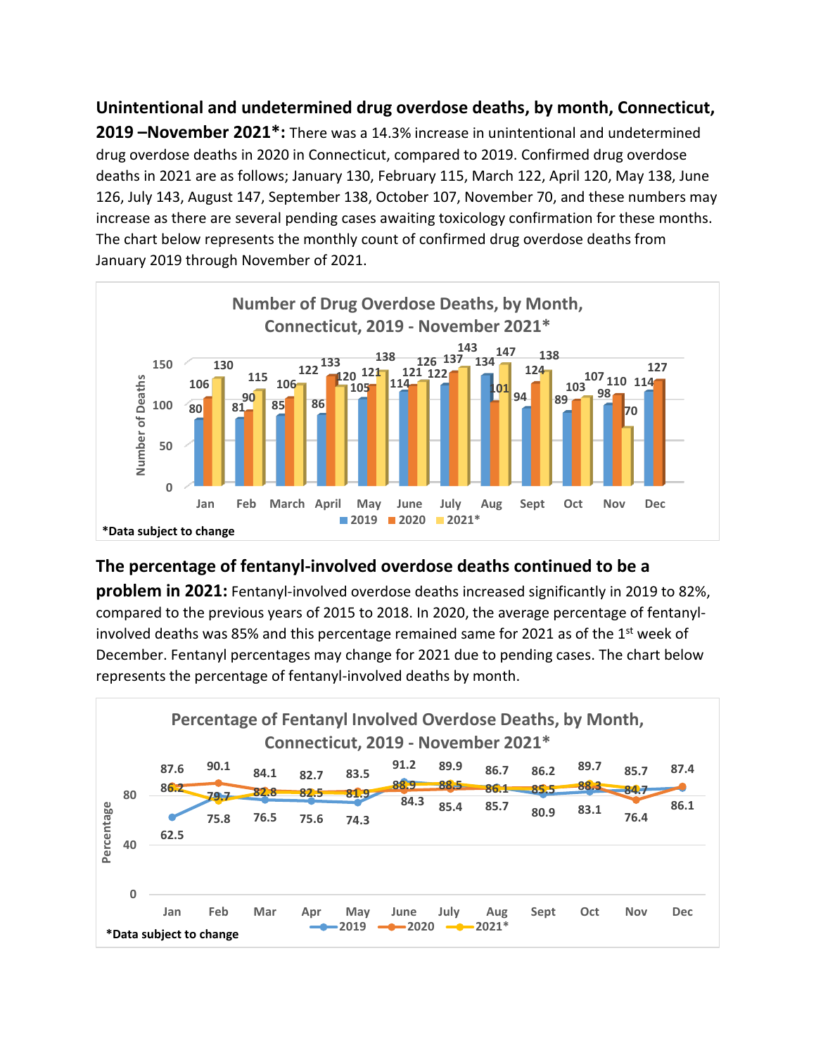**Unintentional and undetermined drug overdose deaths, by month, Connecticut, 2019 –November 2021*:** There was a 14.3% increase in unintentional and undetermined drug overdose deaths in 2020 in Connecticut, compared to 2019. Confirmed drug overdose deaths in 2021 are as follows; January 130, February 115, March 122, April 120, May 138, June 126, July 143, August 147, September 138, October 107, November 70, and these numbers may increase as there are several pending cases awaiting toxicology confirmation for these months. The chart below represents the monthly count of confirmed drug overdose deaths from January 2019 through November of 2021.

**Number of Drug Overdose Deaths, by Month, Connecticut, 2019 - November 2021***

| Month | 2019 | 2020 | 2021* |
|---|---|---|---|
| Jan | 80 | 106 | 130 |
| Feb | 81 | 90 | 115 |
| March | 85 | 106 | 122 |
| April | 86 | 133 | 120 |
| May | 105 | 121 | 138 |
| June | 114 | 121 | 126 |
| July | 122 | 137 | 143 |
| Aug | 134 | 101 | 147 |
| Sept | 94 | 124 | 138 |
| Oct | 89 | 103 | 107 |
| Nov | 98 | 110 | 70 |
| Dec | 114 | 127 | |

*Data subject to change

**The percentage of fentanyl-involved overdose deaths continued to be a problem in 2021:** Fentanyl-involved overdose deaths increased significantly in 2019 to 82%, compared to the previous years of 2015 to 2018. In 2020, the average percentage of fentanyl-involved deaths was 85% and this percentage remained same for 2021 as of the 1st week of December. Fentanyl percentages may change for 2021 due to pending cases. The chart below represents the percentage of fentanyl-involved deaths by month.

**Percentage of Fentanyl Involved Overdose Deaths, by Month, Connecticut, 2019 - November 2021***

| Month | 2019 | 2020 | 2021* |
|---|---|---|---|
| Jan | 62.5 | 87.6 | 86.2 |
| Feb | 79.7 | 90.1 | 75.8 |
| Mar | 76.5 | 84.1 | 82.8 |
| Apr | 75.6 | 82.7 | 82.5 |
| May | 74.3 | 83.5 | 81.9 |
| June | 91.2 | 84.3 | 88.9 |
| July | 89.9 | 85.4 | 88.5 |
| Aug | 86.1 | 85.7 | 86.7 |
| Sept | 80.9 | 86.2 | 85.5 |
| Oct | 83.1 | 88.3 | 89.7 |
| Nov | 84.7 | 76.4 | 85.7 |
| Dec | 86.1 | 87.4 | |

*Data subject to change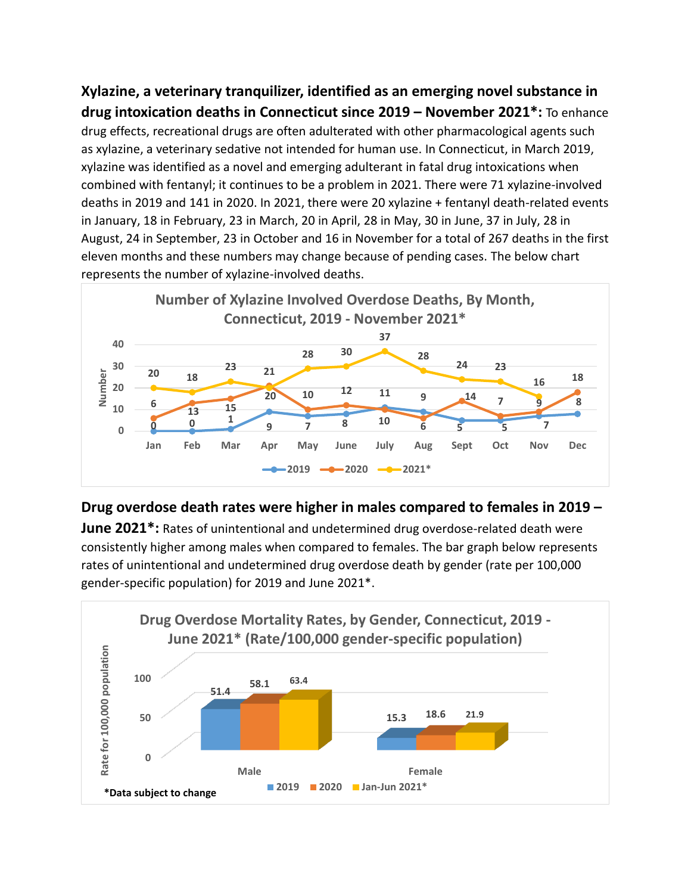**Xylazine, a veterinary tranquilizer, identified as an emerging novel substance in drug intoxication deaths in Connecticut since 2019 – November 2021*:** To enhance drug effects, recreational drugs are often adulterated with other pharmacological agents such as xylazine, a veterinary sedative not intended for human use. In Connecticut, in March 2019, xylazine was identified as a novel and emerging adulterant in fatal drug intoxications when combined with fentanyl; it continues to be a problem in 2021. There were 71 xylazine-involved deaths in 2019 and 141 in 2020. In 2021, there were 20 xylazine + fentanyl death-related events in January, 18 in February, 23 in March, 20 in April, 28 in May, 30 in June, 37 in July, 28 in August, 24 in September, 23 in October and 16 in November for a total of 267 deaths in the first eleven months and these numbers may change because of pending cases. The below chart represents the number of xylazine-involved deaths.

**Number of Xylazine Involved Overdose Deaths, By Month, Connecticut, 2019 - November 2021***

| Month | 2019 | 2020 | 2021* |
|---|---|---|---|
| Jan | 0 | 6 | 20 |
| Feb | 0 | 13 | 18 |
| Mar | 1 | 15 | 23 |
| Apr | 9 | 21 | 20 |
| May | 7 | 10 | 28 |
| June | 8 | 12 | 30 |
| July | 11 | 10 | 37 |
| Aug | 9 | 6 | 28 |
| Sept | 5 | 14 | 24 |
| Oct | 5 | 7 | 23 |
| Nov | 7 | 9 | 16 |
| Dec | 8 | 18 | |

**Drug overdose death rates were higher in males compared to females in 2019 – June 2021*:** Rates of unintentional and undetermined drug overdose-related death were consistently higher among males when compared to females. The bar graph below represents rates of unintentional and undetermined drug overdose death by gender (rate per 100,000 gender-specific population) for 2019 and June 2021*.

**Drug Overdose Mortality Rates, by Gender, Connecticut, 2019 - June 2021* (Rate/100,000 gender-specific population)**

| Gender | 2019 | 2020 | Jan-Jun 2021* |
|---|---|---|---|
| Male | 51.4 | 58.1 | 63.4 |
| Female | 15.3 | 18.6 | 21.9 |

*Data subject to change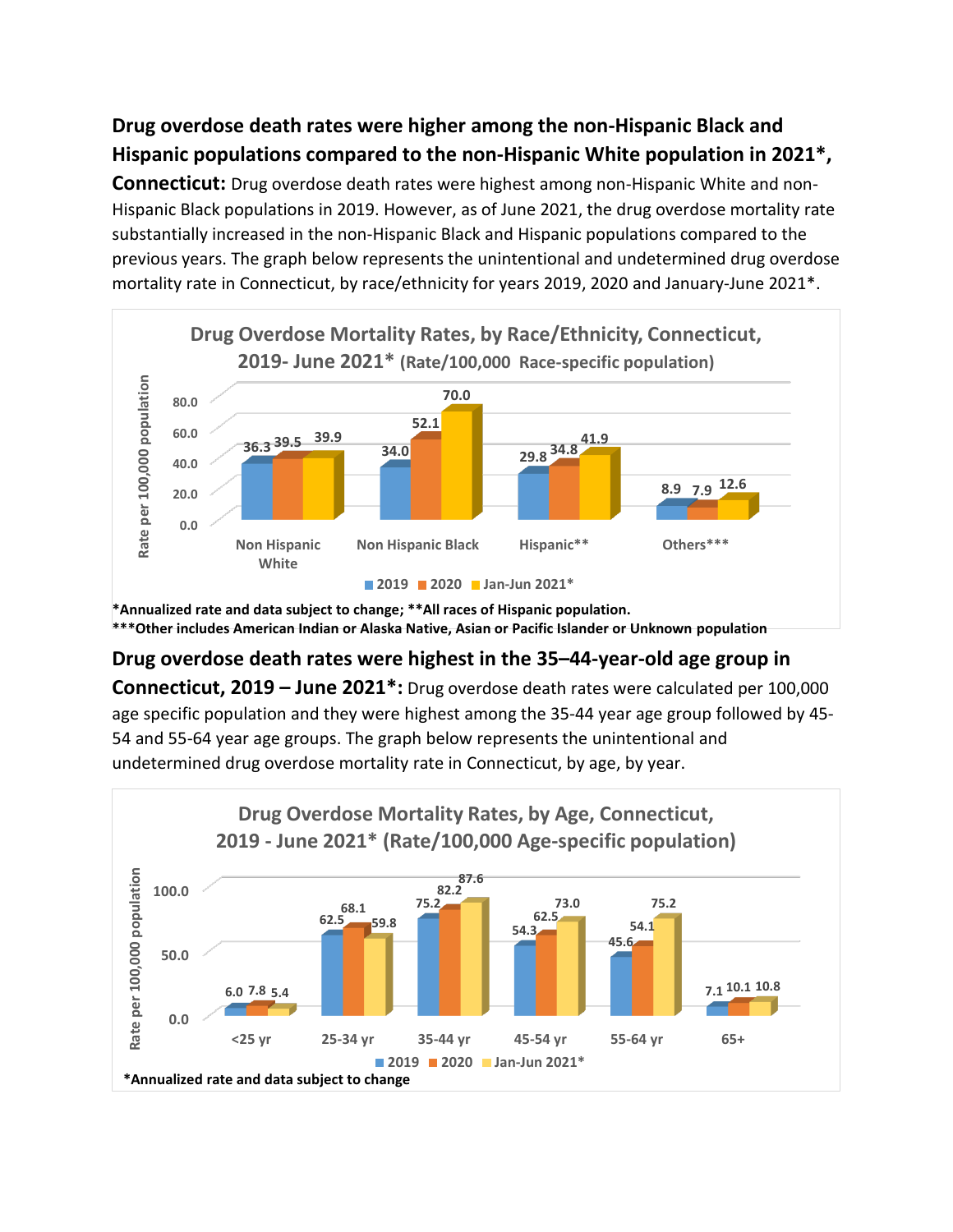**Drug overdose death rates were higher among the non-Hispanic Black and Hispanic populations compared to the non-Hispanic White population in 2021*, Connecticut:** Drug overdose death rates were highest among non-Hispanic White and non-Hispanic Black populations in 2019. However, as of June 2021, the drug overdose mortality rate substantially increased in the non-Hispanic Black and Hispanic populations compared to the previous years. The graph below represents the unintentional and undetermined drug overdose mortality rate in Connecticut, by race/ethnicity for years 2019, 2020 and January-June 2021*.

**Drug Overdose Mortality Rates, by Race/Ethnicity, Connecticut, 2019- June 2021* (Rate/100,000 Race-specific population)**

| Race/Ethnicity | 2019 | 2020 | Jan-Jun 2021* |
|---|---|---|---|
| Non Hispanic White | 36.3 | 39.5 | 39.9 |
| Non Hispanic Black | 34.0 | 52.1 | 70.0 |
| Hispanic** | 29.8 | 34.8 | 41.9 |
| Others*** | 8.9 | 7.9 | 12.6 |

*Annualized rate and data subject to change; **All races of Hispanic population.
***Other includes American Indian or Alaska Native, Asian or Pacific Islander or Unknown population

**Drug overdose death rates were highest in the 35–44-year-old age group in Connecticut, 2019 – June 2021*:** Drug overdose death rates were calculated per 100,000 age specific population and they were highest among the 35-44 year age group followed by 45-54 and 55-64 year age groups. The graph below represents the unintentional and undetermined drug overdose mortality rate in Connecticut, by age, by year.

**Drug Overdose Mortality Rates, by Age, Connecticut, 2019 - June 2021* (Rate/100,000 Age-specific population)**

| Age | 2019 | 2020 | Jan-Jun 2021* |
|---|---|---|---|
| <25 yr | 6.0 | 7.8 | 5.4 |
| 25-34 yr | 62.5 | 68.1 | 59.8 |
| 35-44 yr | 75.2 | 82.2 | 87.6 |
| 45-54 yr | 54.3 | 62.5 | 73.0 |
| 55-64 yr | 45.6 | 54.1 | 75.2 |
| 65+ | 7.1 | 10.1 | 10.8 |

*Annualized rate and data subject to change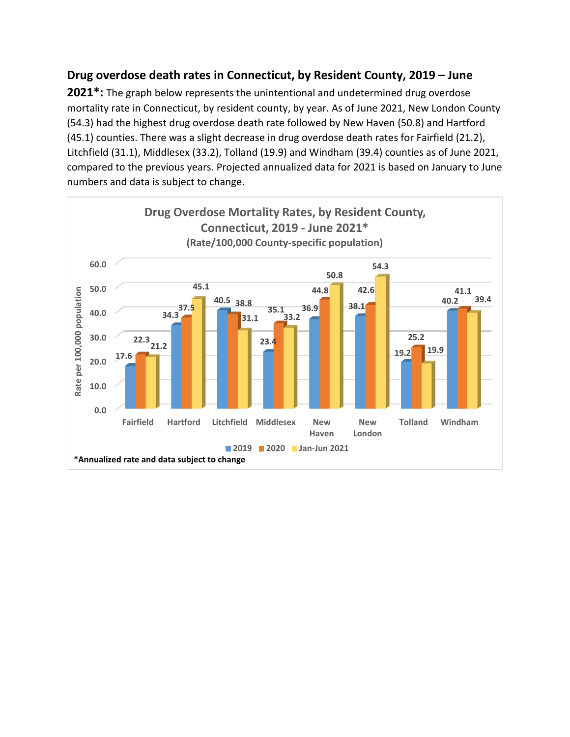**Drug overdose death rates in Connecticut, by Resident County, 2019 – June 2021*:** The graph below represents the unintentional and undetermined drug overdose mortality rate in Connecticut, by resident county, by year. As of June 2021, New London County (54.3) had the highest drug overdose death rate followed by New Haven (50.8) and Hartford (45.1) counties. There was a slight decrease in drug overdose death rates for Fairfield (21.2), Litchfield (31.1), Middlesex (33.2), Tolland (19.9) and Windham (39.4) counties as of June 2021, compared to the previous years. Projected annualized data for 2021 is based on January to June numbers and data is subject to change.

Drug Overdose Mortality Rates, by Resident County, Connecticut, 2019 - June 2021*

(Rate/100,000 County-specific population)

Rate per 100,000 population

60.0
50.0
40.0
30.0
20.0
10.0
0.0

Fairfield: 17.6, 22.3, 21.2

Hartford: 34.3, 37.5, 45.1

Litchfield: 40.5, 38.8, 31.1

Middlesex: 23.4, 35.1, 33.2

New Haven: 36.9, 44.8, 50.8

New London: 38.1, 42.6, 54.3

Tolland: 19.2, 25.2, 19.9

Windham: 40.2, 41.1, 39.4

2019 | 2020 | Jan-Jun 2021

*Annualized rate and data subject to change